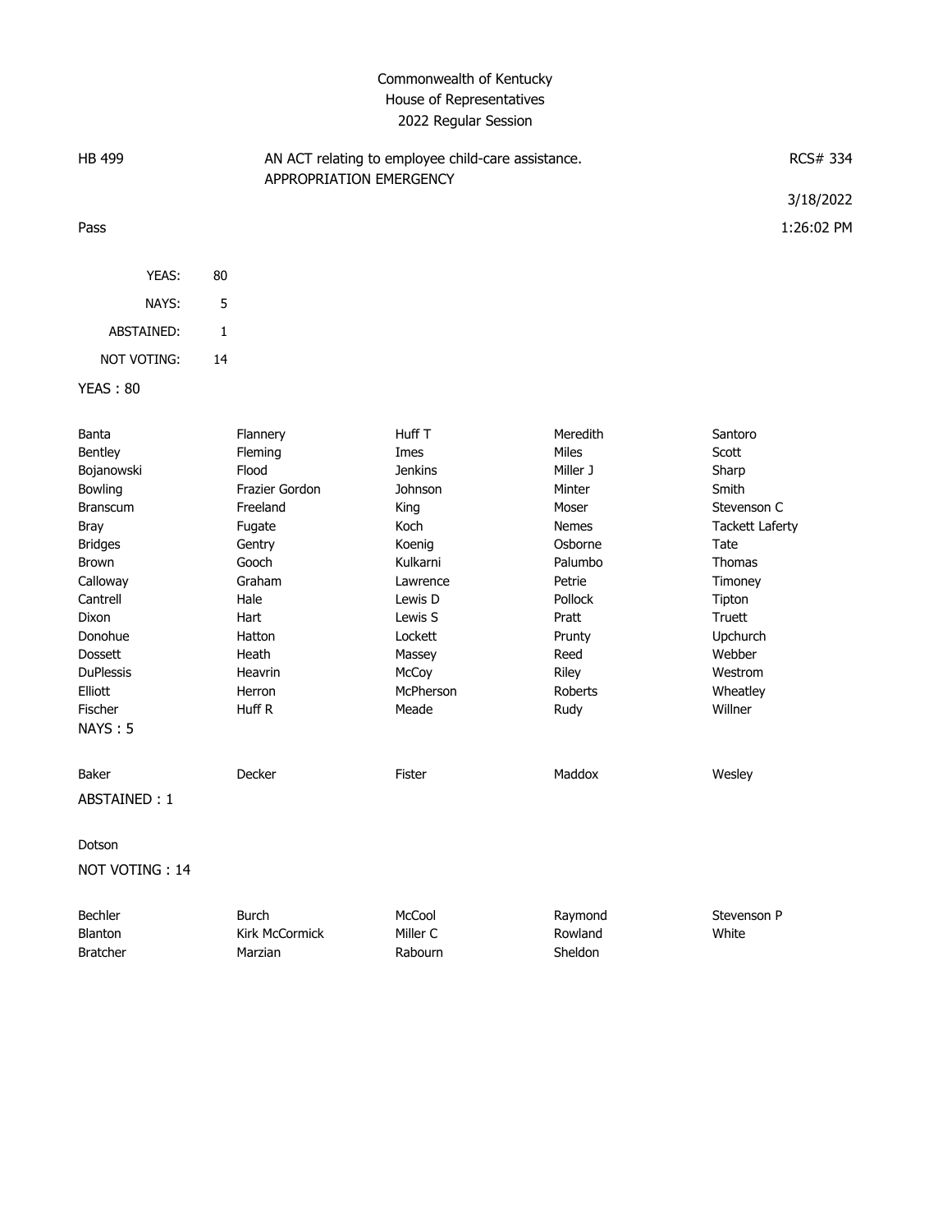Commonwealth of Kentucky
House of Representatives
2022 Regular Session

HB 499 — AN ACT relating to employee child-care assistance. APPROPRIATION EMERGENCY — RCS# 334

3/18/2022

Pass — 1:26:02 PM

| | |
|---|---|
| YEAS: | 80 |
| NAYS: | 5 |
| ABSTAINED: | 1 |
| NOT VOTING: | 14 |

YEAS : 80

| | | | | |
|---|---|---|---|---|
| Banta | Flannery | Huff T | Meredith | Santoro |
| Bentley | Fleming | Imes | Miles | Scott |
| Bojanowski | Flood | Jenkins | Miller J | Sharp |
| Bowling | Frazier Gordon | Johnson | Minter | Smith |
| Branscum | Freeland | King | Moser | Stevenson C |
| Bray | Fugate | Koch | Nemes | Tackett Laferty |
| Bridges | Gentry | Koenig | Osborne | Tate |
| Brown | Gooch | Kulkarni | Palumbo | Thomas |
| Calloway | Graham | Lawrence | Petrie | Timoney |
| Cantrell | Hale | Lewis D | Pollock | Tipton |
| Dixon | Hart | Lewis S | Pratt | Truett |
| Donohue | Hatton | Lockett | Prunty | Upchurch |
| Dossett | Heath | Massey | Reed | Webber |
| DuPlessis | Heavrin | McCoy | Riley | Westrom |
| Elliott | Herron | McPherson | Roberts | Wheatley |
| Fischer | Huff R | Meade | Rudy | Willner |

NAYS : 5

| | | | | |
|---|---|---|---|---|
| Baker | Decker | Fister | Maddox | Wesley |

ABSTAINED : 1

Dotson

NOT VOTING : 14

| | | | | |
|---|---|---|---|---|
| Bechler | Burch | McCool | Raymond | Stevenson P |
| Blanton | Kirk McCormick | Miller C | Rowland | White |
| Bratcher | Marzian | Rabourn | Sheldon | |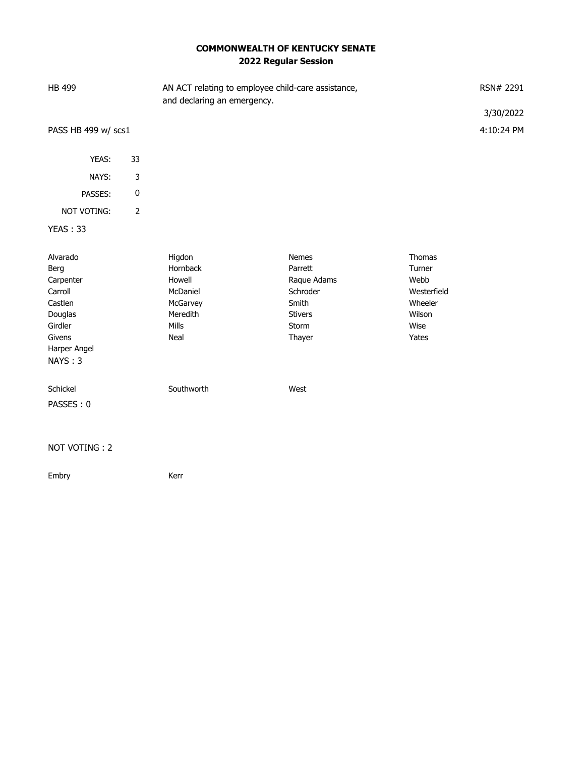**COMMONWEALTH OF KENTUCKY SENATE**
**2022 Regular Session**

HB 499 — AN ACT relating to employee child-care assistance, and declaring an emergency. — RSN# 2291

3/30/2022

PASS HB 499 w/ scs1 — 4:10:24 PM

| | |
|---|---|
| YEAS: | 33 |
| NAYS: | 3 |
| PASSES: | 0 |
| NOT VOTING: | 2 |

YEAS : 33

| | | | |
|---|---|---|---|
| Alvarado | Higdon | Nemes | Thomas |
| Berg | Hornback | Parrett | Turner |
| Carpenter | Howell | Raque Adams | Webb |
| Carroll | McDaniel | Schroder | Westerfield |
| Castlen | McGarvey | Smith | Wheeler |
| Douglas | Meredith | Stivers | Wilson |
| Girdler | Mills | Storm | Wise |
| Givens | Neal | Thayer | Yates |
| Harper Angel | | | |

NAYS : 3

| | | |
|---|---|---|
| Schickel | Southworth | West |

PASSES : 0

NOT VOTING : 2

| | |
|---|---|
| Embry | Kerr |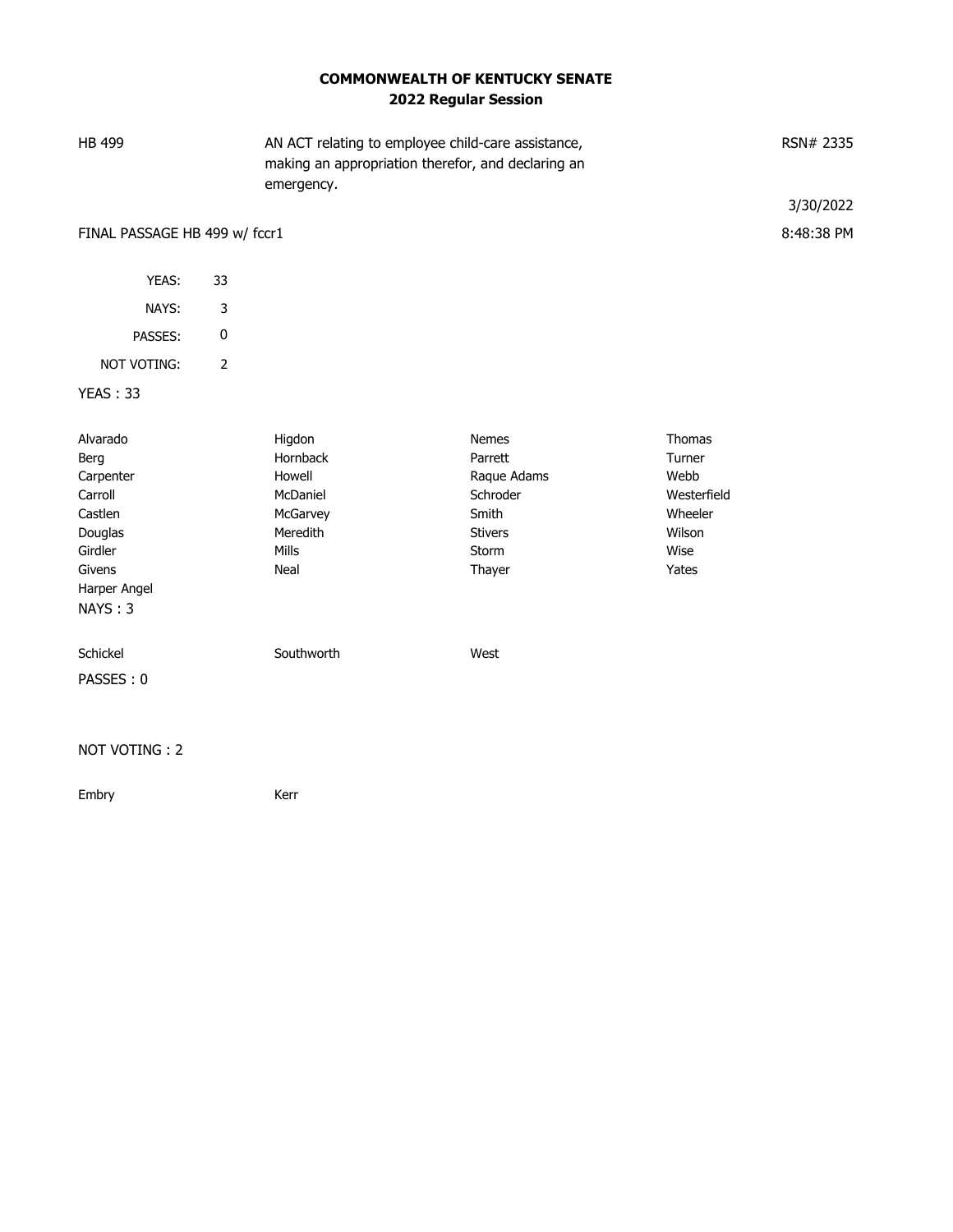**COMMONWEALTH OF KENTUCKY SENATE**
**2022 Regular Session**

| HB 499 | AN ACT relating to employee child-care assistance, making an appropriation therefor, and declaring an emergency. | RSN# 2335 |
|---|---|---|
| | | 3/30/2022 |
| FINAL PASSAGE HB 499 w/ fccr1 | | 8:48:38 PM |

| | |
|---|---|
| YEAS: | 33 |
| NAYS: | 3 |
| PASSES: | 0 |
| NOT VOTING: | 2 |

YEAS : 33

| | | | |
|---|---|---|---|
| Alvarado | Higdon | Nemes | Thomas |
| Berg | Hornback | Parrett | Turner |
| Carpenter | Howell | Raque Adams | Webb |
| Carroll | McDaniel | Schroder | Westerfield |
| Castlen | McGarvey | Smith | Wheeler |
| Douglas | Meredith | Stivers | Wilson |
| Girdler | Mills | Storm | Wise |
| Givens | Neal | Thayer | Yates |
| Harper Angel | | | |

NAYS : 3

| | | |
|---|---|---|
| Schickel | Southworth | West |

PASSES : 0

NOT VOTING : 2

| | |
|---|---|
| Embry | Kerr |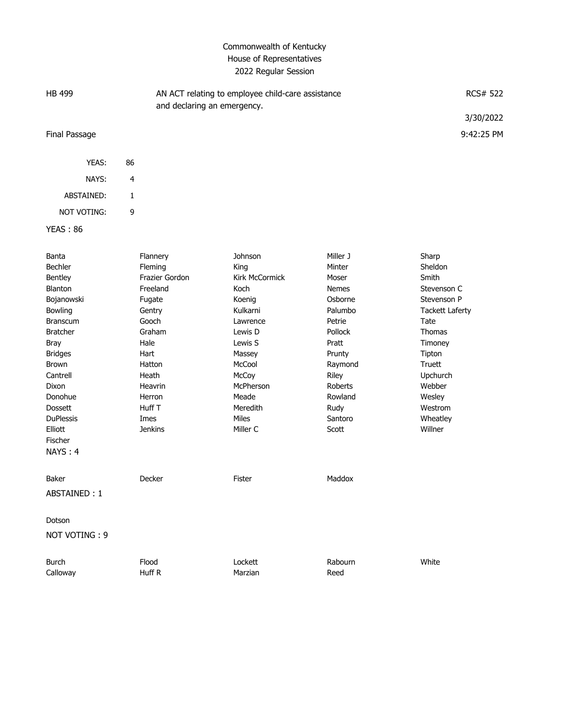Commonwealth of Kentucky
House of Representatives
2022 Regular Session

| | | |
|---|---|---|
| HB 499 | AN ACT relating to employee child-care assistance and declaring an emergency. | RCS# 522 |
| | | 3/30/2022 |
| Final Passage | | 9:42:25 PM |

| | |
|---|---|
| YEAS: | 86 |
| NAYS: | 4 |
| ABSTAINED: | 1 |
| NOT VOTING: | 9 |

YEAS : 86

| | | | | |
|---|---|---|---|---|
| Banta | Flannery | Johnson | Miller J | Sharp |
| Bechler | Fleming | King | Minter | Sheldon |
| Bentley | Frazier Gordon | Kirk McCormick | Moser | Smith |
| Blanton | Freeland | Koch | Nemes | Stevenson C |
| Bojanowski | Fugate | Koenig | Osborne | Stevenson P |
| Bowling | Gentry | Kulkarni | Palumbo | Tackett Laferty |
| Branscum | Gooch | Lawrence | Petrie | Tate |
| Bratcher | Graham | Lewis D | Pollock | Thomas |
| Bray | Hale | Lewis S | Pratt | Timoney |
| Bridges | Hart | Massey | Prunty | Tipton |
| Brown | Hatton | McCool | Raymond | Truett |
| Cantrell | Heath | McCoy | Riley | Upchurch |
| Dixon | Heavrin | McPherson | Roberts | Webber |
| Donohue | Herron | Meade | Rowland | Wesley |
| Dossett | Huff T | Meredith | Rudy | Westrom |
| DuPlessis | Imes | Miles | Santoro | Wheatley |
| Elliott | Jenkins | Miller C | Scott | Willner |
| Fischer | | | | |

NAYS : 4

| | | | |
|---|---|---|---|
| Baker | Decker | Fister | Maddox |

ABSTAINED : 1

Dotson

NOT VOTING : 9

| | | | | |
|---|---|---|---|---|
| Burch | Flood | Lockett | Rabourn | White |
| Calloway | Huff R | Marzian | Reed | |